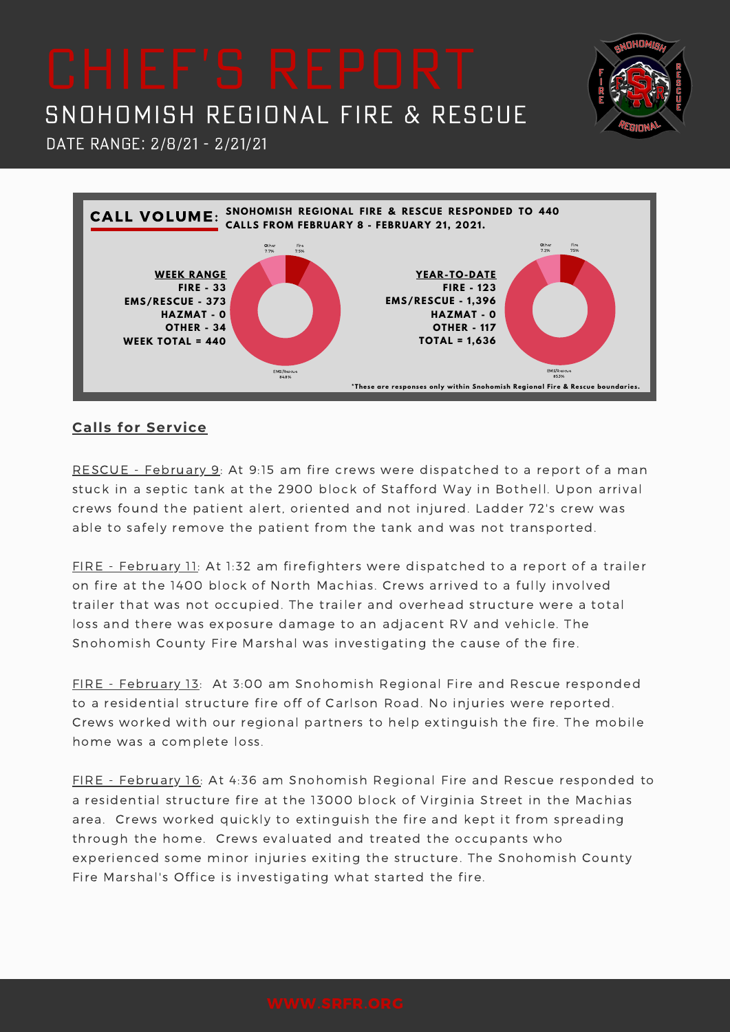# CHIEF'S REPORT

## SNOHOMISH REGIONAL FIRE & RESCUE

DATE RANGE: 2/8/21 - 2/21/21

**CALL VOLUME:** **SNOHOMISH REGIONAL FIRE & RESCUE RESPONDED TO 440 CALLS FROM FEBRUARY 8 - FEBRUARY 21, 2021.**

**WEEK RANGE**
**FIRE - 33**
**EMS/RESCUE - 373**
**HAZMAT - 0**
**OTHER - 34**
**WEEK TOTAL = 440**

Other 7.7%, Fire 7.5%, EMS/Rescue 84.8%

**YEAR-TO-DATE**
**FIRE - 123**
**EMS/RESCUE - 1,396**
**HAZMAT - 0**
**OTHER - 117**
**TOTAL = 1,636**

Other 7.2%, Fire 7.5%, EMS/Rescue 85.3%

*These are responses only within Snohomish Regional Fire & Rescue boundaries.

## Calls for Service

RESCUE - February 9: At 9:15 am fire crews were dispatched to a report of a man stuck in a septic tank at the 2900 block of Stafford Way in Bothell. Upon arrival crews found the patient alert, oriented and not injured. Ladder 72's crew was able to safely remove the patient from the tank and was not transported.

FIRE - February 11: At 1:32 am firefighters were dispatched to a report of a trailer on fire at the 1400 block of North Machias. Crews arrived to a fully involved trailer that was not occupied. The trailer and overhead structure were a total loss and there was exposure damage to an adjacent RV and vehicle. The Snohomish County Fire Marshal was investigating the cause of the fire.

FIRE - February 13: At 3:00 am Snohomish Regional Fire and Rescue responded to a residential structure fire off of Carlson Road. No injuries were reported. Crews worked with our regional partners to help extinguish the fire. The mobile home was a complete loss.

FIRE - February 16: At 4:36 am Snohomish Regional Fire and Rescue responded to a residential structure fire at the 13000 block of Virginia Street in the Machias area. Crews worked quickly to extinguish the fire and kept it from spreading through the home. Crews evaluated and treated the occupants who experienced some minor injuries exiting the structure. The Snohomish County Fire Marshal's Office is investigating what started the fire.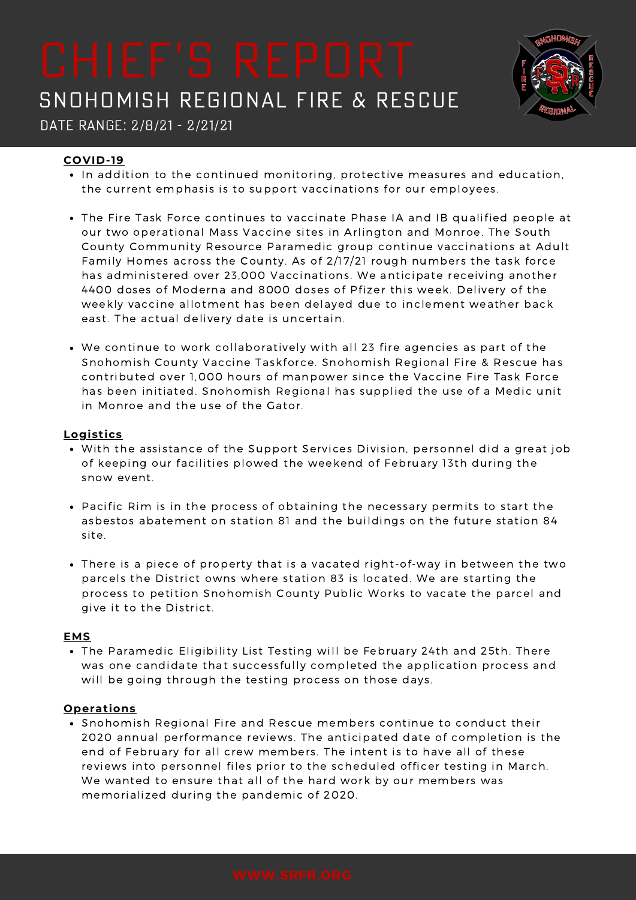# CHIEF'S REPORT

## SNOHOMISH REGIONAL FIRE & RESCUE

DATE RANGE: 2/8/21 - 2/21/21

### COVID-19

- In addition to the continued monitoring, protective measures and education, the current emphasis is to support vaccinations for our employees.
- The Fire Task Force continues to vaccinate Phase IA and IB qualified people at our two operational Mass Vaccine sites in Arlington and Monroe. The South County Community Resource Paramedic group continue vaccinations at Adult Family Homes across the County. As of 2/17/21 rough numbers the task force has administered over 23,000 Vaccinations. We anticipate receiving another 4400 doses of Moderna and 8000 doses of Pfizer this week. Delivery of the weekly vaccine allotment has been delayed due to inclement weather back east. The actual delivery date is uncertain.
- We continue to work collaboratively with all 23 fire agencies as part of the Snohomish County Vaccine Taskforce. Snohomish Regional Fire & Rescue has contributed over 1,000 hours of manpower since the Vaccine Fire Task Force has been initiated. Snohomish Regional has supplied the use of a Medic unit in Monroe and the use of the Gator.

### Logistics

- With the assistance of the Support Services Division, personnel did a great job of keeping our facilities plowed the weekend of February 13th during the snow event.
- Pacific Rim is in the process of obtaining the necessary permits to start the asbestos abatement on station 81 and the buildings on the future station 84 site.
- There is a piece of property that is a vacated right-of-way in between the two parcels the District owns where station 83 is located. We are starting the process to petition Snohomish County Public Works to vacate the parcel and give it to the District.

### EMS

- The Paramedic Eligibility List Testing will be February 24th and 25th. There was one candidate that successfully completed the application process and will be going through the testing process on those days.

### Operations

- Snohomish Regional Fire and Rescue members continue to conduct their 2020 annual performance reviews. The anticipated date of completion is the end of February for all crew members. The intent is to have all of these reviews into personnel files prior to the scheduled officer testing in March. We wanted to ensure that all of the hard work by our members was memorialized during the pandemic of 2020.

WWW.SRFR.ORG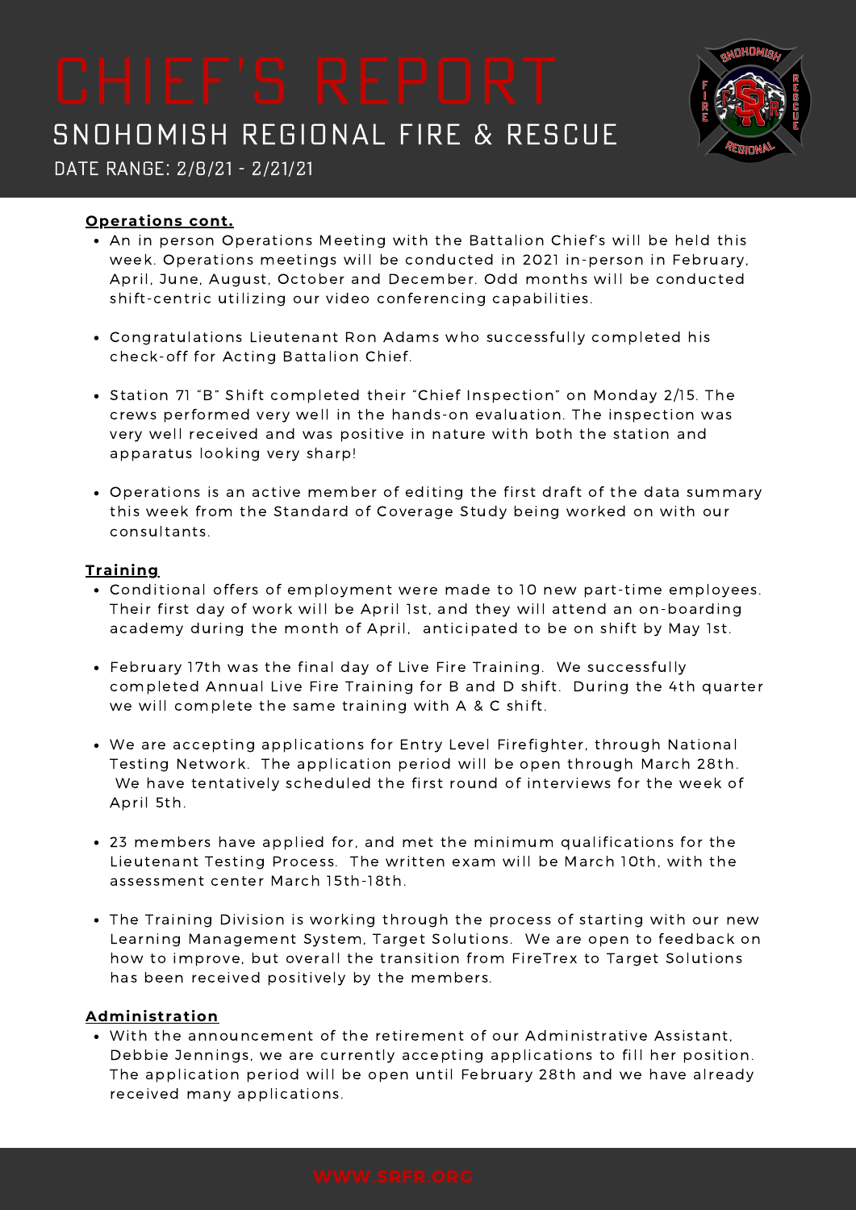# CHIEF'S REPORT

## SNOHOMISH REGIONAL FIRE & RESCUE

DATE RANGE: 2/8/21 - 2/21/21

**Operations cont.**

- An in person Operations Meeting with the Battalion Chief's will be held this week. Operations meetings will be conducted in 2021 in-person in February, April, June, August, October and December. Odd months will be conducted shift-centric utilizing our video conferencing capabilities.
- Congratulations Lieutenant Ron Adams who successfully completed his check-off for Acting Battalion Chief.
- Station 71 "B" Shift completed their "Chief Inspection" on Monday 2/15. The crews performed very well in the hands-on evaluation. The inspection was very well received and was positive in nature with both the station and apparatus looking very sharp!
- Operations is an active member of editing the first draft of the data summary this week from the Standard of Coverage Study being worked on with our consultants.

**Training**

- Conditional offers of employment were made to 10 new part-time employees. Their first day of work will be April 1st, and they will attend an on-boarding academy during the month of April, anticipated to be on shift by May 1st.
- February 17th was the final day of Live Fire Training. We successfully completed Annual Live Fire Training for B and D shift. During the 4th quarter we will complete the same training with A & C shift.
- We are accepting applications for Entry Level Firefighter, through National Testing Network. The application period will be open through March 28th. We have tentatively scheduled the first round of interviews for the week of April 5th.
- 23 members have applied for, and met the minimum qualifications for the Lieutenant Testing Process. The written exam will be March 10th, with the assessment center March 15th-18th.
- The Training Division is working through the process of starting with our new Learning Management System, Target Solutions. We are open to feedback on how to improve, but overall the transition from FireTrex to Target Solutions has been received positively by the members.

**Administration**

- With the announcement of the retirement of our Administrative Assistant, Debbie Jennings, we are currently accepting applications to fill her position. The application period will be open until February 28th and we have already received many applications.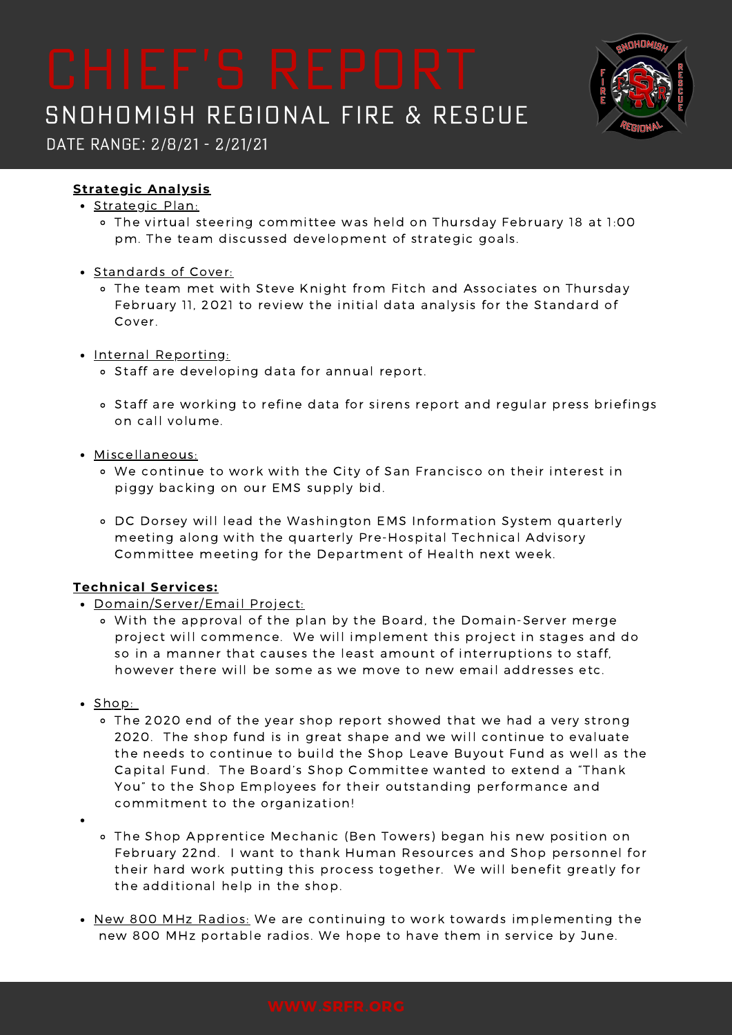# CHIEF'S REPORT

## SNOHOMISH REGIONAL FIRE & RESCUE

DATE RANGE: 2/8/21 - 2/21/21

**Strategic Analysis**

- Strategic Plan:
  - The virtual steering committee was held on Thursday February 18 at 1:00 pm. The team discussed development of strategic goals.
- Standards of Cover:
  - The team met with Steve Knight from Fitch and Associates on Thursday February 11, 2021 to review the initial data analysis for the Standard of Cover.
- Internal Reporting:
  - Staff are developing data for annual report.
  - Staff are working to refine data for sirens report and regular press briefings on call volume.
- Miscellaneous:
  - We continue to work with the City of San Francisco on their interest in piggy backing on our EMS supply bid.
  - DC Dorsey will lead the Washington EMS Information System quarterly meeting along with the quarterly Pre-Hospital Technical Advisory Committee meeting for the Department of Health next week.

**Technical Services:**

- Domain/Server/Email Project:
  - With the approval of the plan by the Board, the Domain-Server merge project will commence. We will implement this project in stages and do so in a manner that causes the least amount of interruptions to staff, however there will be some as we move to new email addresses etc.
- Shop:
  - The 2020 end of the year shop report showed that we had a very strong 2020. The shop fund is in great shape and we will continue to evaluate the needs to continue to build the Shop Leave Buyout Fund as well as the Capital Fund. The Board's Shop Committee wanted to extend a "Thank You" to the Shop Employees for their outstanding performance and commitment to the organization!
- 
  - The Shop Apprentice Mechanic (Ben Towers) began his new position on February 22nd. I want to thank Human Resources and Shop personnel for their hard work putting this process together. We will benefit greatly for the additional help in the shop.
- New 800 MHz Radios: We are continuing to work towards implementing the new 800 MHz portable radios. We hope to have them in service by June.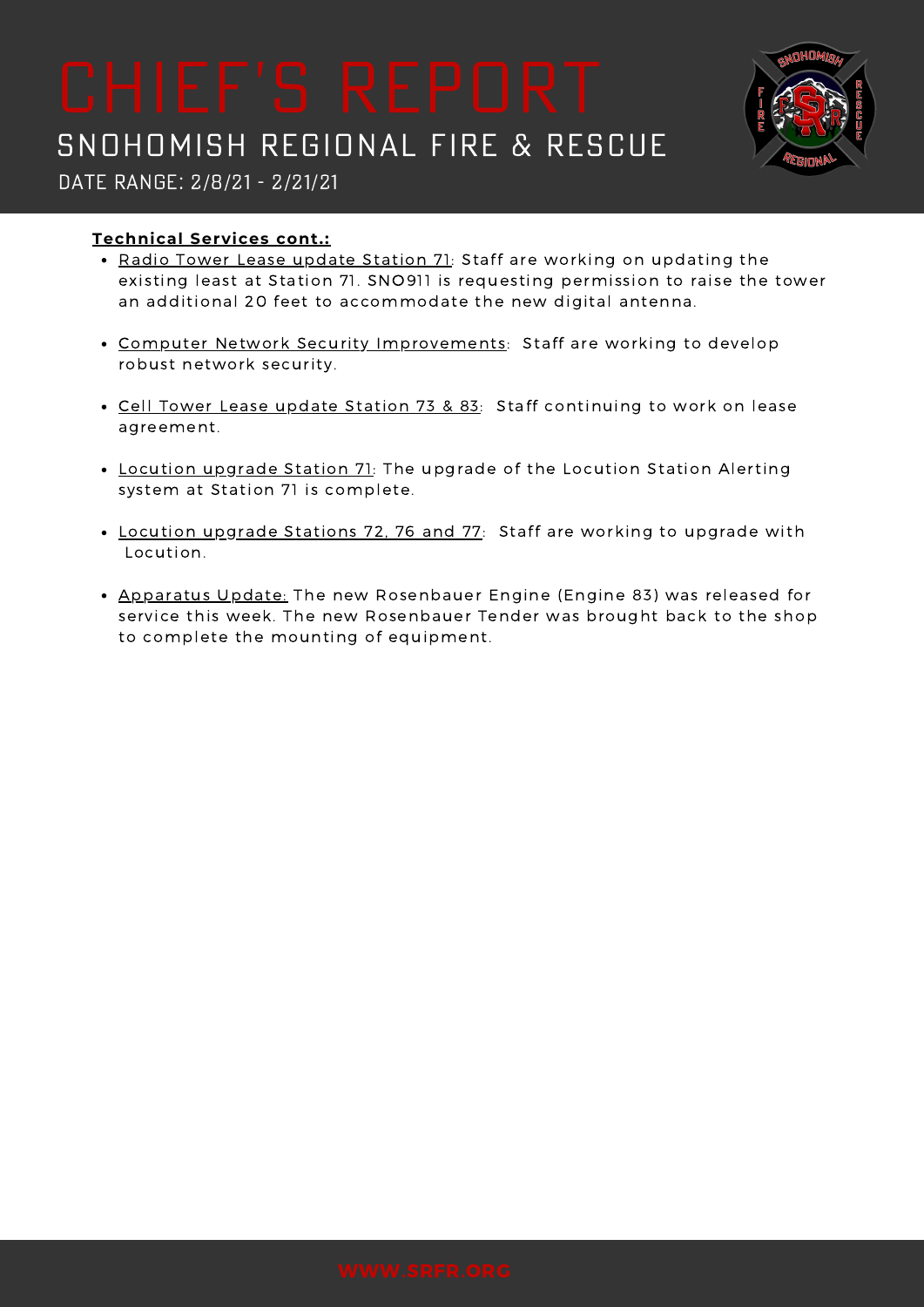# CHIEF'S REPORT

## SNOHOMISH REGIONAL FIRE & RESCUE

DATE RANGE: 2/8/21 - 2/21/21

**Technical Services cont.:**

- Radio Tower Lease update Station 71: Staff are working on updating the existing least at Station 71. SNO911 is requesting permission to raise the tower an additional 20 feet to accommodate the new digital antenna.
- Computer Network Security Improvements: Staff are working to develop robust network security.
- Cell Tower Lease update Station 73 & 83: Staff continuing to work on lease agreement.
- Locution upgrade Station 71: The upgrade of the Locution Station Alerting system at Station 71 is complete.
- Locution upgrade Stations 72, 76 and 77: Staff are working to upgrade with Locution.
- Apparatus Update: The new Rosenbauer Engine (Engine 83) was released for service this week. The new Rosenbauer Tender was brought back to the shop to complete the mounting of equipment.

WWW.SRFR.ORG